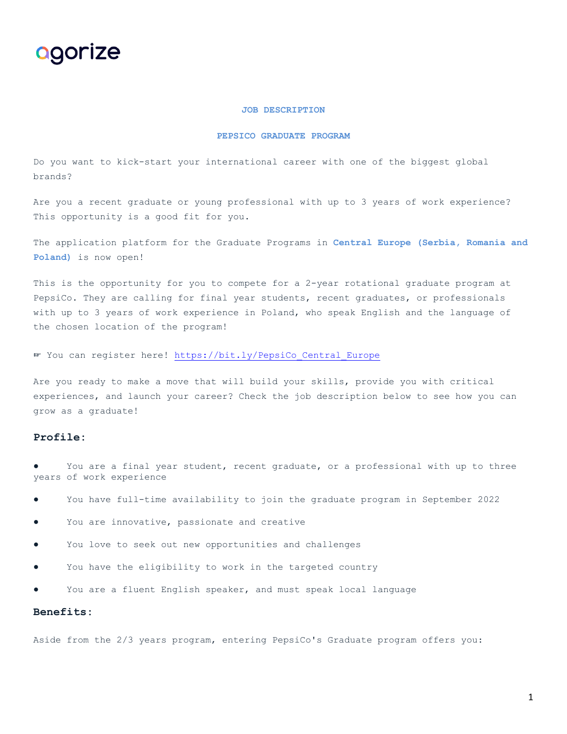agorize

**JOB DESCRIPTION**

**PEPSICO GRADUATE PROGRAM**

Do you want to kick-start your international career with one of the biggest global brands?

Are you a recent graduate or young professional with up to 3 years of work experience? This opportunity is a good fit for you.

The application platform for the Graduate Programs in **Central Europe (Serbia, Romania and Poland)** is now open!

This is the opportunity for you to compete for a 2-year rotational graduate program at PepsiCo. They are calling for final year students, recent graduates, or professionals with up to 3 years of work experience in Poland, who speak English and the language of the chosen location of the program!

☞ You can register here! [https://bit.ly/PepsiCo_Central_Europe](https://bit.ly/PepsiCo_Central_Europe)

Are you ready to make a move that will build your skills, provide you with critical experiences, and launch your career? Check the job description below to see how you can grow as a graduate!

## Profile:

- You are a final year student, recent graduate, or a professional with up to three years of work experience
- You have full-time availability to join the graduate program in September 2022
- You are innovative, passionate and creative
- You love to seek out new opportunities and challenges
- You have the eligibility to work in the targeted country
- You are a fluent English speaker, and must speak local language

## Benefits:

Aside from the 2/3 years program, entering PepsiCo's Graduate program offers you: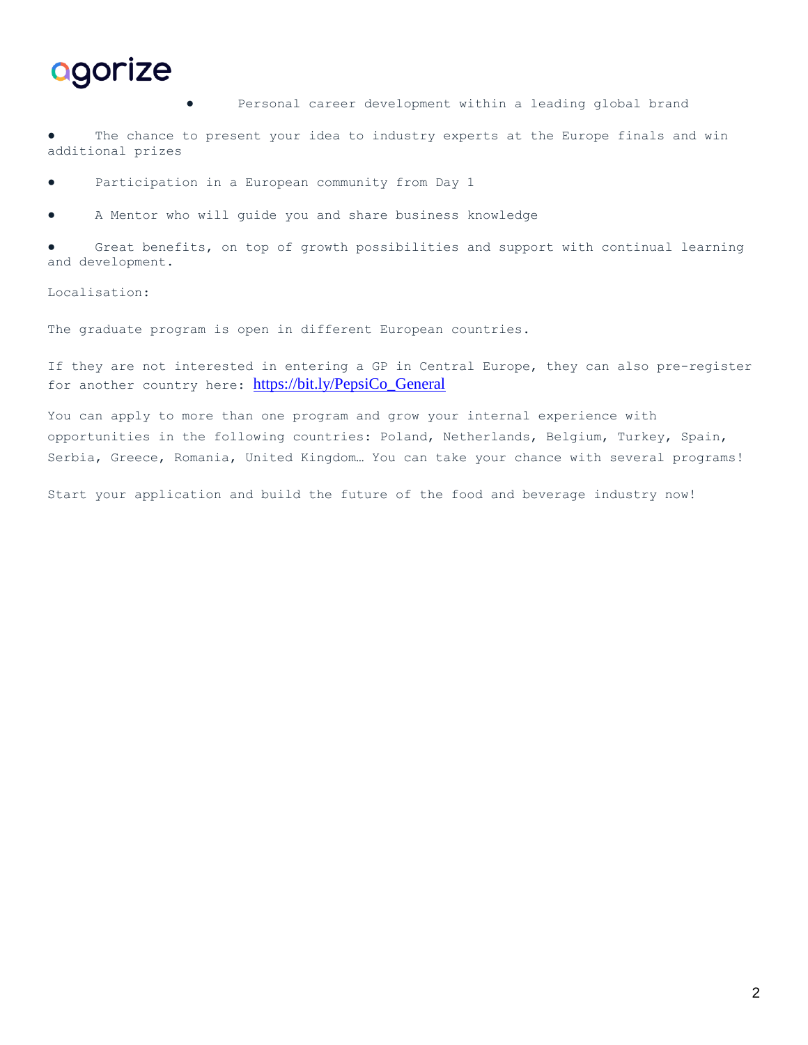- Personal career development within a leading global brand
- The chance to present your idea to industry experts at the Europe finals and win additional prizes
- Participation in a European community from Day 1
- A Mentor who will guide you and share business knowledge
- Great benefits, on top of growth possibilities and support with continual learning and development.

Localisation:

The graduate program is open in different European countries.

If they are not interested in entering a GP in Central Europe, they can also pre-register for another country here: https://bit.ly/PepsiCo_General

You can apply to more than one program and grow your internal experience with opportunities in the following countries: Poland, Netherlands, Belgium, Turkey, Spain, Serbia, Greece, Romania, United Kingdom… You can take your chance with several programs!

Start your application and build the future of the food and beverage industry now!